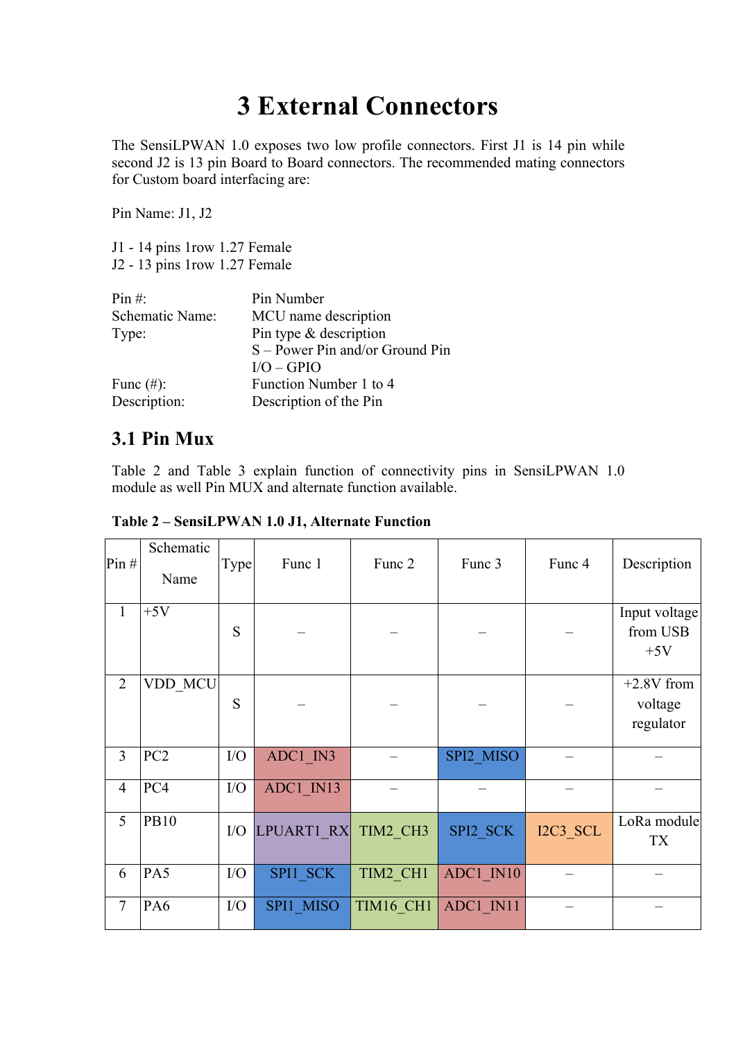# 3 External Connectors

The SensiLPWAN 1.0 exposes two low profile connectors. First J1 is 14 pin while second J2 is 13 pin Board to Board connectors. The recommended mating connectors for Custom board interfacing are:

Pin Name: J1, J2

J1 - 14 pins 1row 1.27 Female
J2 - 13 pins 1row 1.27 Female

| | |
|---|---|
| Pin #: | Pin Number |
| Schematic Name: | MCU name description |
| Type: | Pin type & description<br>S – Power Pin and/or Ground Pin<br>I/O – GPIO |
| Func (#): | Function Number 1 to 4 |
| Description: | Description of the Pin |

## 3.1 Pin Mux

Table 2 and Table 3 explain function of connectivity pins in SensiLPWAN 1.0 module as well Pin MUX and alternate function available.

**Table 2 – SensiLPWAN 1.0 J1, Alternate Function**

| Pin # | Schematic Name | Type | Func 1 | Func 2 | Func 3 | Func 4 | Description |
|---|---|---|---|---|---|---|---|
| 1 | +5V | S | – | – | – | – | Input voltage from USB +5V |
| 2 | VDD_MCU | S | – | – | – | – | +2.8V from voltage regulator |
| 3 | PC2 | I/O | ADC1_IN3 | – | SPI2_MISO | – | – |
| 4 | PC4 | I/O | ADC1_IN13 | – | – | – | – |
| 5 | PB10 | I/O | LPUART1_RX | TIM2_CH3 | SPI2_SCK | I2C3_SCL | LoRa module TX |
| 6 | PA5 | I/O | SPI1_SCK | TIM2_CH1 | ADC1_IN10 | – | – |
| 7 | PA6 | I/O | SPI1_MISO | TIM16_CH1 | ADC1_IN11 | – | – |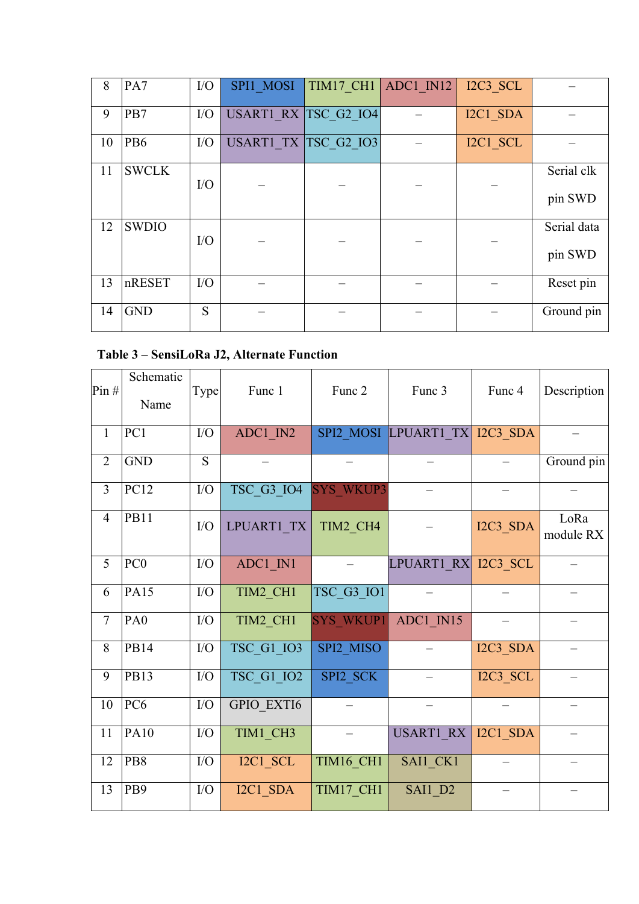| | | | | | | | |
|---|---|---|---|---|---|---|---|
| 8 | PA7 | I/O | SPI1_MOSI | TIM17_CH1 | ADC1_IN12 | I2C3_SCL | – |
| 9 | PB7 | I/O | USART1_RX | TSC_G2_IO4 | – | I2C1_SDA | – |
| 10 | PB6 | I/O | USART1_TX | TSC_G2_IO3 | – | I2C1_SCL | – |
| 11 | SWCLK | I/O | – | – | – | – | Serial clk pin SWD |
| 12 | SWDIO | I/O | – | – | – | – | Serial data pin SWD |
| 13 | nRESET | I/O | – | – | – | – | Reset pin |
| 14 | GND | S | – | – | – | – | Ground pin |

**Table 3 – SensiLoRa J2, Alternate Function**

| Pin # | Schematic Name | Type | Func 1 | Func 2 | Func 3 | Func 4 | Description |
|---|---|---|---|---|---|---|---|
| 1 | PC1 | I/O | ADC1_IN2 | SPI2_MOSI | LPUART1_TX | I2C3_SDA | – |
| 2 | GND | S | – | – | – | – | Ground pin |
| 3 | PC12 | I/O | TSC_G3_IO4 | SYS_WKUP3 | – | – | – |
| 4 | PB11 | I/O | LPUART1_TX | TIM2_CH4 | – | I2C3_SDA | LoRa module RX |
| 5 | PC0 | I/O | ADC1_IN1 | – | LPUART1_RX | I2C3_SCL | – |
| 6 | PA15 | I/O | TIM2_CH1 | TSC_G3_IO1 | – | – | – |
| 7 | PA0 | I/O | TIM2_CH1 | SYS_WKUP1 | ADC1_IN15 | – | – |
| 8 | PB14 | I/O | TSC_G1_IO3 | SPI2_MISO | – | I2C3_SDA | – |
| 9 | PB13 | I/O | TSC_G1_IO2 | SPI2_SCK | – | I2C3_SCL | – |
| 10 | PC6 | I/O | GPIO_EXTI6 | – | – | – | – |
| 11 | PA10 | I/O | TIM1_CH3 | – | USART1_RX | I2C1_SDA | – |
| 12 | PB8 | I/O | I2C1_SCL | TIM16_CH1 | SAI1_CK1 | – | – |
| 13 | PB9 | I/O | I2C1_SDA | TIM17_CH1 | SAI1_D2 | – | – |